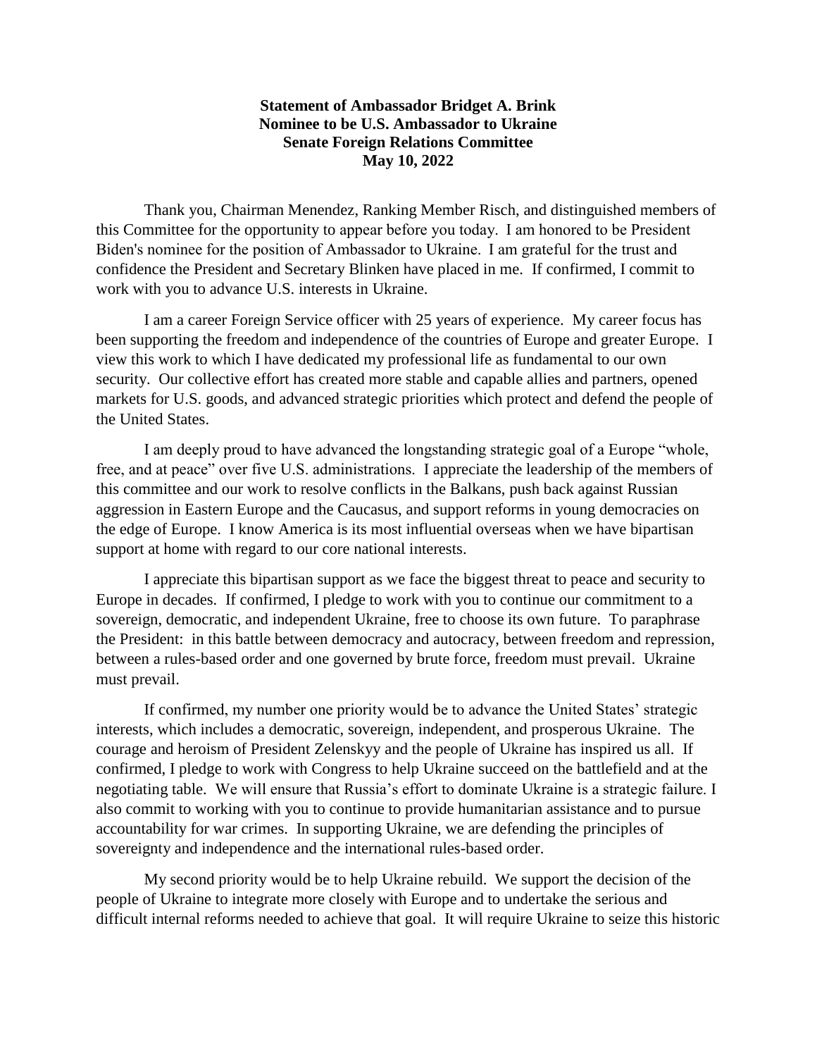**Statement of Ambassador Bridget A. Brink**
**Nominee to be U.S. Ambassador to Ukraine**
**Senate Foreign Relations Committee**
**May 10, 2022**

Thank you, Chairman Menendez, Ranking Member Risch, and distinguished members of this Committee for the opportunity to appear before you today. I am honored to be President Biden's nominee for the position of Ambassador to Ukraine. I am grateful for the trust and confidence the President and Secretary Blinken have placed in me. If confirmed, I commit to work with you to advance U.S. interests in Ukraine.

I am a career Foreign Service officer with 25 years of experience. My career focus has been supporting the freedom and independence of the countries of Europe and greater Europe. I view this work to which I have dedicated my professional life as fundamental to our own security. Our collective effort has created more stable and capable allies and partners, opened markets for U.S. goods, and advanced strategic priorities which protect and defend the people of the United States.

I am deeply proud to have advanced the longstanding strategic goal of a Europe "whole, free, and at peace" over five U.S. administrations. I appreciate the leadership of the members of this committee and our work to resolve conflicts in the Balkans, push back against Russian aggression in Eastern Europe and the Caucasus, and support reforms in young democracies on the edge of Europe. I know America is its most influential overseas when we have bipartisan support at home with regard to our core national interests.

I appreciate this bipartisan support as we face the biggest threat to peace and security to Europe in decades. If confirmed, I pledge to work with you to continue our commitment to a sovereign, democratic, and independent Ukraine, free to choose its own future. To paraphrase the President: in this battle between democracy and autocracy, between freedom and repression, between a rules-based order and one governed by brute force, freedom must prevail. Ukraine must prevail.

If confirmed, my number one priority would be to advance the United States' strategic interests, which includes a democratic, sovereign, independent, and prosperous Ukraine. The courage and heroism of President Zelenskyy and the people of Ukraine has inspired us all. If confirmed, I pledge to work with Congress to help Ukraine succeed on the battlefield and at the negotiating table. We will ensure that Russia's effort to dominate Ukraine is a strategic failure. I also commit to working with you to continue to provide humanitarian assistance and to pursue accountability for war crimes. In supporting Ukraine, we are defending the principles of sovereignty and independence and the international rules-based order.

My second priority would be to help Ukraine rebuild. We support the decision of the people of Ukraine to integrate more closely with Europe and to undertake the serious and difficult internal reforms needed to achieve that goal. It will require Ukraine to seize this historic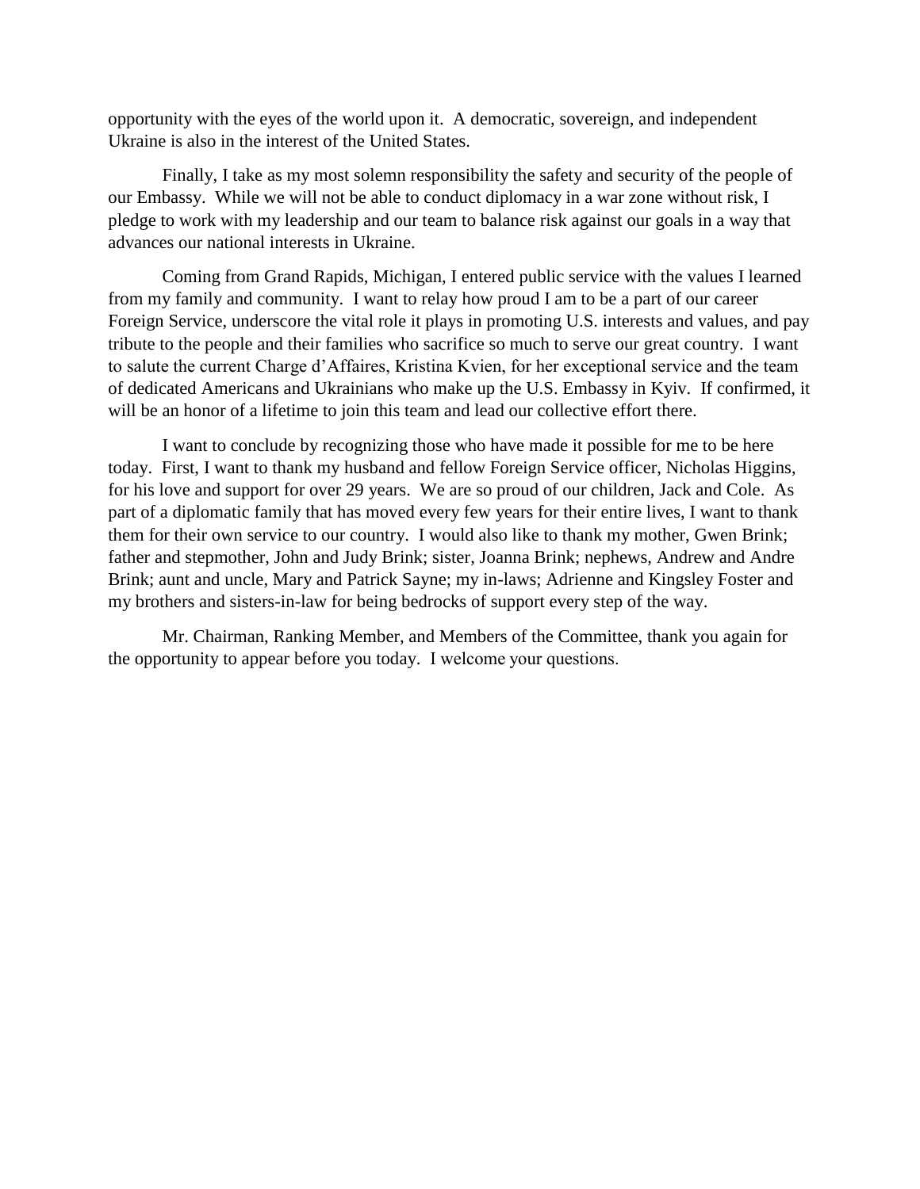opportunity with the eyes of the world upon it. A democratic, sovereign, and independent Ukraine is also in the interest of the United States.

Finally, I take as my most solemn responsibility the safety and security of the people of our Embassy. While we will not be able to conduct diplomacy in a war zone without risk, I pledge to work with my leadership and our team to balance risk against our goals in a way that advances our national interests in Ukraine.

Coming from Grand Rapids, Michigan, I entered public service with the values I learned from my family and community. I want to relay how proud I am to be a part of our career Foreign Service, underscore the vital role it plays in promoting U.S. interests and values, and pay tribute to the people and their families who sacrifice so much to serve our great country. I want to salute the current Charge d'Affaires, Kristina Kvien, for her exceptional service and the team of dedicated Americans and Ukrainians who make up the U.S. Embassy in Kyiv. If confirmed, it will be an honor of a lifetime to join this team and lead our collective effort there.

I want to conclude by recognizing those who have made it possible for me to be here today. First, I want to thank my husband and fellow Foreign Service officer, Nicholas Higgins, for his love and support for over 29 years. We are so proud of our children, Jack and Cole. As part of a diplomatic family that has moved every few years for their entire lives, I want to thank them for their own service to our country. I would also like to thank my mother, Gwen Brink; father and stepmother, John and Judy Brink; sister, Joanna Brink; nephews, Andrew and Andre Brink; aunt and uncle, Mary and Patrick Sayne; my in-laws; Adrienne and Kingsley Foster and my brothers and sisters-in-law for being bedrocks of support every step of the way.

Mr. Chairman, Ranking Member, and Members of the Committee, thank you again for the opportunity to appear before you today. I welcome your questions.